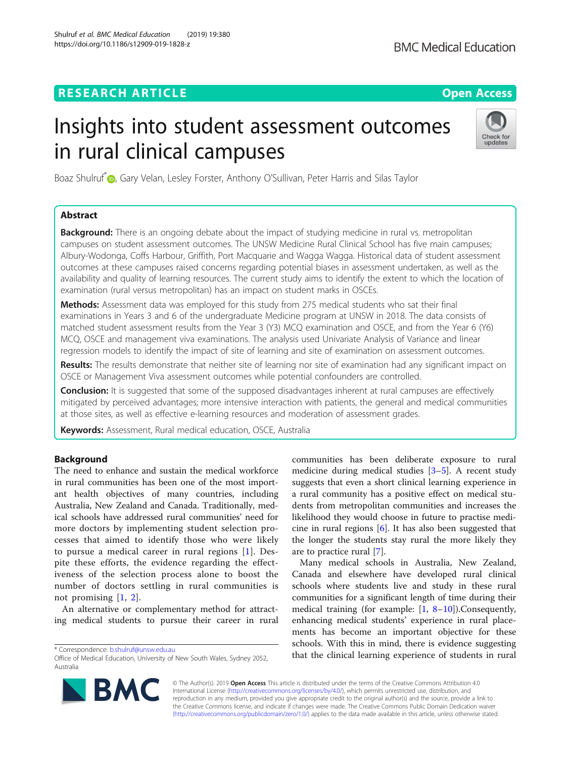RESEARCH ARTICLE

Open Access

# Insights into student assessment outcomes in rural clinical campuses

Boaz Shulruf*, Gary Velan, Lesley Forster, Anthony O'Sullivan, Peter Harris and Silas Taylor

## Abstract

**Background:** There is an ongoing debate about the impact of studying medicine in rural vs. metropolitan campuses on student assessment outcomes. The UNSW Medicine Rural Clinical School has five main campuses; Albury-Wodonga, Coffs Harbour, Griffith, Port Macquarie and Wagga Wagga. Historical data of student assessment outcomes at these campuses raised concerns regarding potential biases in assessment undertaken, as well as the availability and quality of learning resources. The current study aims to identify the extent to which the location of examination (rural versus metropolitan) has an impact on student marks in OSCEs.

**Methods:** Assessment data was employed for this study from 275 medical students who sat their final examinations in Years 3 and 6 of the undergraduate Medicine program at UNSW in 2018. The data consists of matched student assessment results from the Year 3 (Y3) MCQ examination and OSCE, and from the Year 6 (Y6) MCQ, OSCE and management viva examinations. The analysis used Univariate Analysis of Variance and linear regression models to identify the impact of site of learning and site of examination on assessment outcomes.

**Results:** The results demonstrate that neither site of learning nor site of examination had any significant impact on OSCE or Management Viva assessment outcomes while potential confounders are controlled.

**Conclusion:** It is suggested that some of the supposed disadvantages inherent at rural campuses are effectively mitigated by perceived advantages; more intensive interaction with patients, the general and medical communities at those sites, as well as effective e-learning resources and moderation of assessment grades.

**Keywords:** Assessment, Rural medical education, OSCE, Australia

## Background

The need to enhance and sustain the medical workforce in rural communities has been one of the most important health objectives of many countries, including Australia, New Zealand and Canada. Traditionally, medical schools have addressed rural communities' need for more doctors by implementing student selection processes that aimed to identify those who were likely to pursue a medical career in rural regions [1]. Despite these efforts, the evidence regarding the effectiveness of the selection process alone to boost the number of doctors settling in rural communities is not promising [1, 2].

An alternative or complementary method for attracting medical students to pursue their career in rural communities has been deliberate exposure to rural medicine during medical studies [3–5]. A recent study suggests that even a short clinical learning experience in a rural community has a positive effect on medical students from metropolitan communities and increases the likelihood they would choose in future to practise medicine in rural regions [6]. It has also been suggested that the longer the students stay rural the more likely they are to practice rural [7].

Many medical schools in Australia, New Zealand, Canada and elsewhere have developed rural clinical schools where students live and study in these rural communities for a significant length of time during their medical training (for example: [1, 8–10]).Consequently, enhancing medical students' experience in rural placements has become an important objective for these schools. With this in mind, there is evidence suggesting that the clinical learning experience of students in rural

* Correspondence: b.shulruf@unsw.edu.au
Office of Medical Education, University of New South Wales, Sydney 2052, Australia

© The Author(s). 2019 **Open Access** This article is distributed under the terms of the Creative Commons Attribution 4.0 International License (http://creativecommons.org/licenses/by/4.0/), which permits unrestricted use, distribution, and reproduction in any medium, provided you give appropriate credit to the original author(s) and the source, provide a link to the Creative Commons license, and indicate if changes were made. The Creative Commons Public Domain Dedication waiver (http://creativecommons.org/publicdomain/zero/1.0/) applies to the data made available in this article, unless otherwise stated.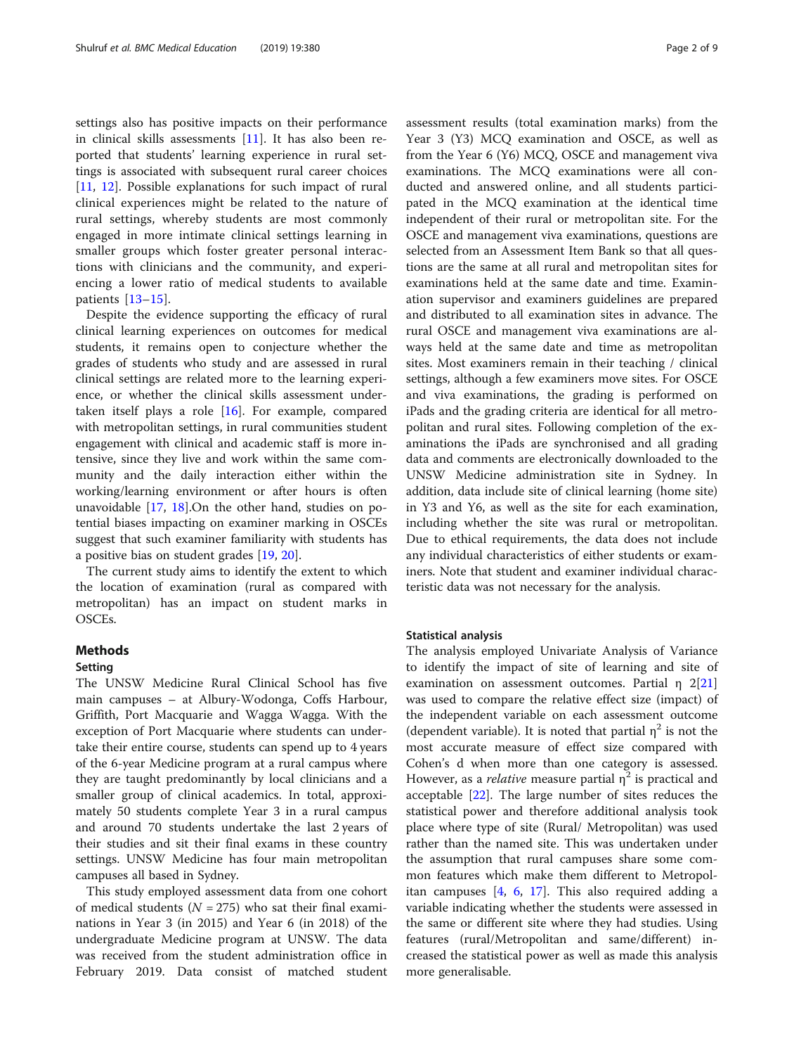settings also has positive impacts on their performance in clinical skills assessments [11]. It has also been reported that students' learning experience in rural settings is associated with subsequent rural career choices [11, 12]. Possible explanations for such impact of rural clinical experiences might be related to the nature of rural settings, whereby students are most commonly engaged in more intimate clinical settings learning in smaller groups which foster greater personal interactions with clinicians and the community, and experiencing a lower ratio of medical students to available patients [13–15].

Despite the evidence supporting the efficacy of rural clinical learning experiences on outcomes for medical students, it remains open to conjecture whether the grades of students who study and are assessed in rural clinical settings are related more to the learning experience, or whether the clinical skills assessment undertaken itself plays a role [16]. For example, compared with metropolitan settings, in rural communities student engagement with clinical and academic staff is more intensive, since they live and work within the same community and the daily interaction either within the working/learning environment or after hours is often unavoidable [17, 18].On the other hand, studies on potential biases impacting on examiner marking in OSCEs suggest that such examiner familiarity with students has a positive bias on student grades [19, 20].

The current study aims to identify the extent to which the location of examination (rural as compared with metropolitan) has an impact on student marks in OSCEs.

## Methods

### Setting

The UNSW Medicine Rural Clinical School has five main campuses – at Albury-Wodonga, Coffs Harbour, Griffith, Port Macquarie and Wagga Wagga. With the exception of Port Macquarie where students can undertake their entire course, students can spend up to 4 years of the 6-year Medicine program at a rural campus where they are taught predominantly by local clinicians and a smaller group of clinical academics. In total, approximately 50 students complete Year 3 in a rural campus and around 70 students undertake the last 2 years of their studies and sit their final exams in these country settings. UNSW Medicine has four main metropolitan campuses all based in Sydney.

This study employed assessment data from one cohort of medical students ($N = 275$) who sat their final examinations in Year 3 (in 2015) and Year 6 (in 2018) of the undergraduate Medicine program at UNSW. The data was received from the student administration office in February 2019. Data consist of matched student assessment results (total examination marks) from the Year 3 (Y3) MCQ examination and OSCE, as well as from the Year 6 (Y6) MCQ, OSCE and management viva examinations. The MCQ examinations were all conducted and answered online, and all students participated in the MCQ examination at the identical time independent of their rural or metropolitan site. For the OSCE and management viva examinations, questions are selected from an Assessment Item Bank so that all questions are the same at all rural and metropolitan sites for examinations held at the same date and time. Examination supervisor and examiners guidelines are prepared and distributed to all examination sites in advance. The rural OSCE and management viva examinations are always held at the same date and time as metropolitan sites. Most examiners remain in their teaching / clinical settings, although a few examiners move sites. For OSCE and viva examinations, the grading is performed on iPads and the grading criteria are identical for all metropolitan and rural sites. Following completion of the examinations the iPads are synchronised and all grading data and comments are electronically downloaded to the UNSW Medicine administration site in Sydney. In addition, data include site of clinical learning (home site) in Y3 and Y6, as well as the site for each examination, including whether the site was rural or metropolitan. Due to ethical requirements, the data does not include any individual characteristics of either students or examiners. Note that student and examiner individual characteristic data was not necessary for the analysis.

### Statistical analysis

The analysis employed Univariate Analysis of Variance to identify the impact of site of learning and site of examination on assessment outcomes. Partial η 2[21] was used to compare the relative effect size (impact) of the independent variable on each assessment outcome (dependent variable). It is noted that partial $\eta^2$ is not the most accurate measure of effect size compared with Cohen's d when more than one category is assessed. However, as a *relative* measure partial $\eta^2$ is practical and acceptable [22]. The large number of sites reduces the statistical power and therefore additional analysis took place where type of site (Rural/ Metropolitan) was used rather than the named site. This was undertaken under the assumption that rural campuses share some common features which make them different to Metropolitan campuses [4, 6, 17]. This also required adding a variable indicating whether the students were assessed in the same or different site where they had studies. Using features (rural/Metropolitan and same/different) increased the statistical power as well as made this analysis more generalisable.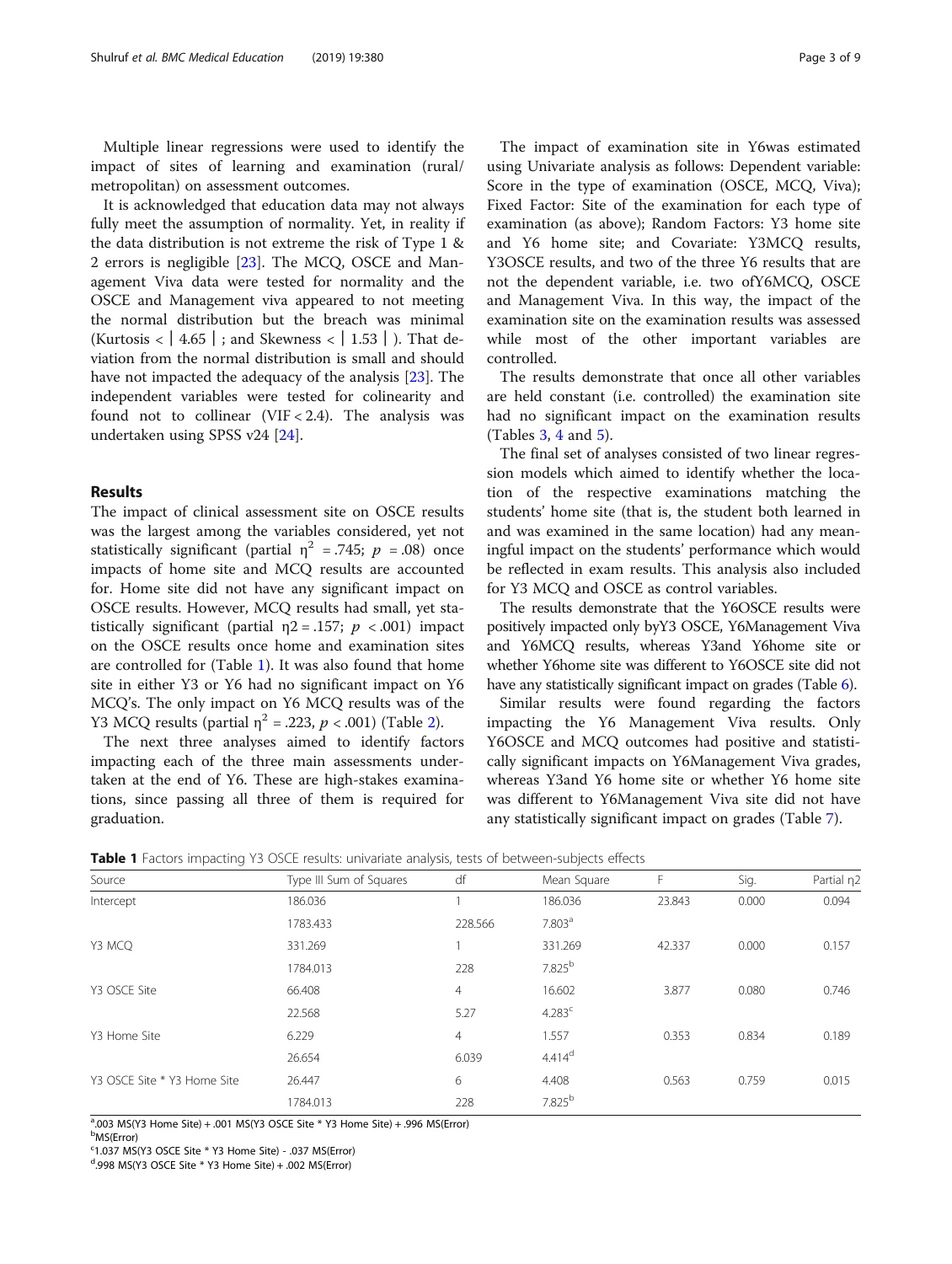Multiple linear regressions were used to identify the impact of sites of learning and examination (rural/metropolitan) on assessment outcomes.

It is acknowledged that education data may not always fully meet the assumption of normality. Yet, in reality if the data distribution is not extreme the risk of Type 1 & 2 errors is negligible [23]. The MCQ, OSCE and Management Viva data were tested for normality and the OSCE and Management viva appeared to not meeting the normal distribution but the breach was minimal (Kurtosis < | 4.65 | ; and Skewness < | 1.53 | ). That deviation from the normal distribution is small and should have not impacted the adequacy of the analysis [23]. The independent variables were tested for colinearity and found not to collinear (VIF < 2.4). The analysis was undertaken using SPSS v24 [24].

## Results

The impact of clinical assessment site on OSCE results was the largest among the variables considered, yet not statistically significant (partial $\eta^2$ = .745; $p$ = .08) once impacts of home site and MCQ results are accounted for. Home site did not have any significant impact on OSCE results. However, MCQ results had small, yet statistically significant (partial $\eta2$ = .157; $p$ < .001) impact on the OSCE results once home and examination sites are controlled for (Table 1). It was also found that home site in either Y3 or Y6 had no significant impact on Y6 MCQ's. The only impact on Y6 MCQ results was of the Y3 MCQ results (partial $\eta^2$ = .223, $p$ < .001) (Table 2).

The next three analyses aimed to identify factors impacting each of the three main assessments undertaken at the end of Y6. These are high-stakes examinations, since passing all three of them is required for graduation.

The impact of examination site in Y6was estimated using Univariate analysis as follows: Dependent variable: Score in the type of examination (OSCE, MCQ, Viva); Fixed Factor: Site of the examination for each type of examination (as above); Random Factors: Y3 home site and Y6 home site; and Covariate: Y3MCQ results, Y3OSCE results, and two of the three Y6 results that are not the dependent variable, i.e. two ofY6MCQ, OSCE and Management Viva. In this way, the impact of the examination site on the examination results was assessed while most of the other important variables are controlled.

The results demonstrate that once all other variables are held constant (i.e. controlled) the examination site had no significant impact on the examination results (Tables 3, 4 and 5).

The final set of analyses consisted of two linear regression models which aimed to identify whether the location of the respective examinations matching the students' home site (that is, the student both learned in and was examined in the same location) had any meaningful impact on the students' performance which would be reflected in exam results. This analysis also included for Y3 MCQ and OSCE as control variables.

The results demonstrate that the Y6OSCE results were positively impacted only byY3 OSCE, Y6Management Viva and Y6MCQ results, whereas Y3and Y6home site or whether Y6home site was different to Y6OSCE site did not have any statistically significant impact on grades (Table 6).

Similar results were found regarding the factors impacting the Y6 Management Viva results. Only Y6OSCE and MCQ outcomes had positive and statistically significant impacts on Y6Management Viva grades, whereas Y3and Y6 home site or whether Y6 home site was different to Y6Management Viva site did not have any statistically significant impact on grades (Table 7).

**Table 1** Factors impacting Y3 OSCE results: univariate analysis, tests of between-subjects effects

| Source | Type III Sum of Squares | df | Mean Square | F | Sig. | Partial η2 |
|---|---|---|---|---|---|---|
| Intercept | 186.036 | 1 | 186.036 | 23.843 | 0.000 | 0.094 |
| | 1783.433 | 228.566 | 7.803[a] | | | |
| Y3 MCQ | 331.269 | 1 | 331.269 | 42.337 | 0.000 | 0.157 |
| | 1784.013 | 228 | 7.825[b] | | | |
| Y3 OSCE Site | 66.408 | 4 | 16.602 | 3.877 | 0.080 | 0.746 |
| | 22.568 | 5.27 | 4.283[c] | | | |
| Y3 Home Site | 6.229 | 4 | 1.557 | 0.353 | 0.834 | 0.189 |
| | 26.654 | 6.039 | 4.414[d] | | | |
| Y3 OSCE Site * Y3 Home Site | 26.447 | 6 | 4.408 | 0.563 | 0.759 | 0.015 |
| | 1784.013 | 228 | 7.825[b] | | | |

[a].003 MS(Y3 Home Site) + .001 MS(Y3 OSCE Site * Y3 Home Site) + .996 MS(Error)
[b]MS(Error)
[c]1.037 MS(Y3 OSCE Site * Y3 Home Site) - .037 MS(Error)
[d].998 MS(Y3 OSCE Site * Y3 Home Site) + .002 MS(Error)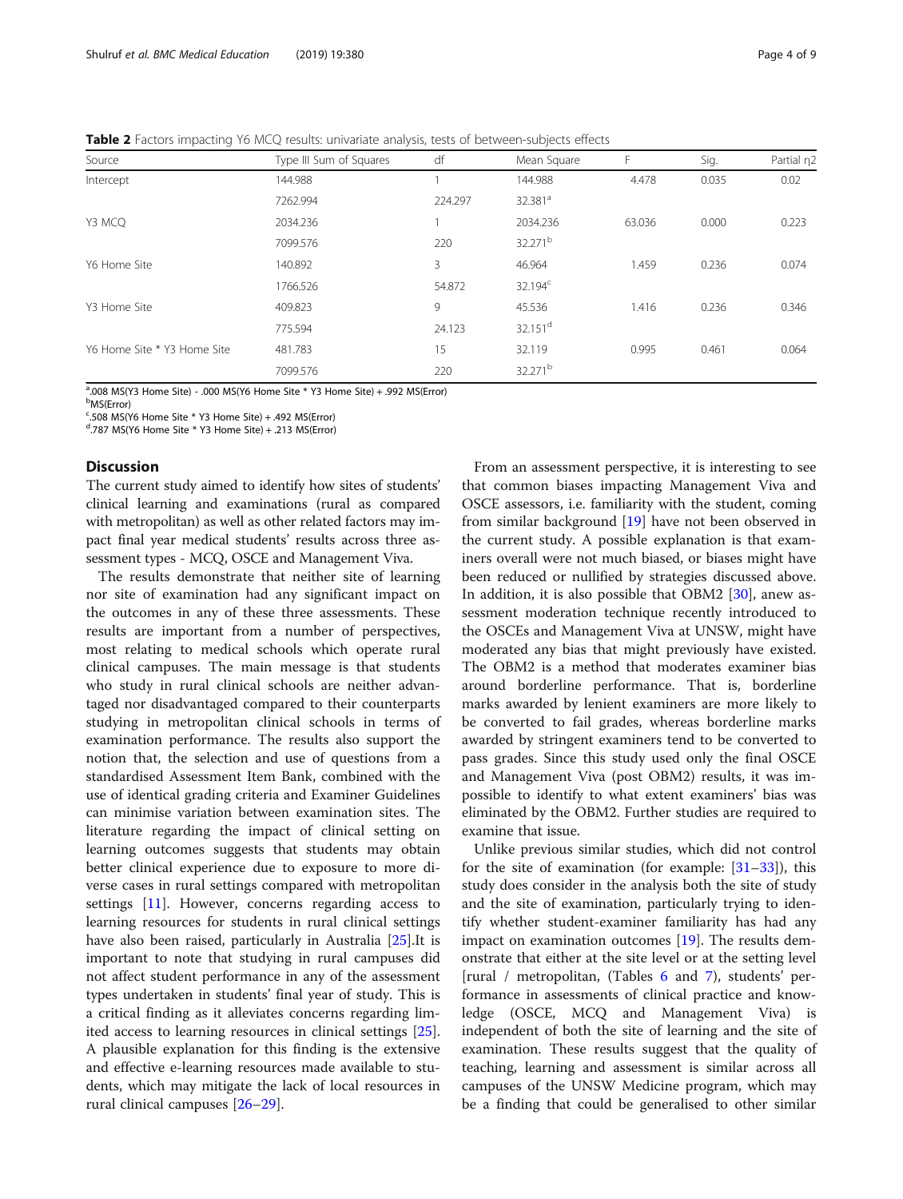**Table 2** Factors impacting Y6 MCQ results: univariate analysis, tests of between-subjects effects

| Source | Type III Sum of Squares | df | Mean Square | F | Sig. | Partial η2 |
|---|---|---|---|---|---|---|
| Intercept | 144.988 | 1 | 144.988 | 4.478 | 0.035 | 0.02 |
| | 7262.994 | 224.297 | 32.381[a] | | | |
| Y3 MCQ | 2034.236 | 1 | 2034.236 | 63.036 | 0.000 | 0.223 |
| | 7099.576 | 220 | 32.271[b] | | | |
| Y6 Home Site | 140.892 | 3 | 46.964 | 1.459 | 0.236 | 0.074 |
| | 1766.526 | 54.872 | 32.194[c] | | | |
| Y3 Home Site | 409.823 | 9 | 45.536 | 1.416 | 0.236 | 0.346 |
| | 775.594 | 24.123 | 32.151[d] | | | |
| Y6 Home Site * Y3 Home Site | 481.783 | 15 | 32.119 | 0.995 | 0.461 | 0.064 |
| | 7099.576 | 220 | 32.271[b] | | | |

[a].008 MS(Y3 Home Site) - .000 MS(Y6 Home Site * Y3 Home Site) + .992 MS(Error)
[b]MS(Error)
[c].508 MS(Y6 Home Site * Y3 Home Site) + .492 MS(Error)
[d].787 MS(Y6 Home Site * Y3 Home Site) + .213 MS(Error)

## Discussion

The current study aimed to identify how sites of students' clinical learning and examinations (rural as compared with metropolitan) as well as other related factors may impact final year medical students' results across three assessment types - MCQ, OSCE and Management Viva.

The results demonstrate that neither site of learning nor site of examination had any significant impact on the outcomes in any of these three assessments. These results are important from a number of perspectives, most relating to medical schools which operate rural clinical campuses. The main message is that students who study in rural clinical schools are neither advantaged nor disadvantaged compared to their counterparts studying in metropolitan clinical schools in terms of examination performance. The results also support the notion that, the selection and use of questions from a standardised Assessment Item Bank, combined with the use of identical grading criteria and Examiner Guidelines can minimise variation between examination sites. The literature regarding the impact of clinical setting on learning outcomes suggests that students may obtain better clinical experience due to exposure to more diverse cases in rural settings compared with metropolitan settings [11]. However, concerns regarding access to learning resources for students in rural clinical settings have also been raised, particularly in Australia [25].It is important to note that studying in rural campuses did not affect student performance in any of the assessment types undertaken in students' final year of study. This is a critical finding as it alleviates concerns regarding limited access to learning resources in clinical settings [25]. A plausible explanation for this finding is the extensive and effective e-learning resources made available to students, which may mitigate the lack of local resources in rural clinical campuses [26–29].

From an assessment perspective, it is interesting to see that common biases impacting Management Viva and OSCE assessors, i.e. familiarity with the student, coming from similar background [19] have not been observed in the current study. A possible explanation is that examiners overall were not much biased, or biases might have been reduced or nullified by strategies discussed above. In addition, it is also possible that OBM2 [30], anew assessment moderation technique recently introduced to the OSCEs and Management Viva at UNSW, might have moderated any bias that might previously have existed. The OBM2 is a method that moderates examiner bias around borderline performance. That is, borderline marks awarded by lenient examiners are more likely to be converted to fail grades, whereas borderline marks awarded by stringent examiners tend to be converted to pass grades. Since this study used only the final OSCE and Management Viva (post OBM2) results, it was impossible to identify to what extent examiners' bias was eliminated by the OBM2. Further studies are required to examine that issue.

Unlike previous similar studies, which did not control for the site of examination (for example: [31–33]), this study does consider in the analysis both the site of study and the site of examination, particularly trying to identify whether student-examiner familiarity has had any impact on examination outcomes [19]. The results demonstrate that either at the site level or at the setting level [rural / metropolitan, (Tables 6 and 7), students' performance in assessments of clinical practice and knowledge (OSCE, MCQ and Management Viva) is independent of both the site of learning and the site of examination. These results suggest that the quality of teaching, learning and assessment is similar across all campuses of the UNSW Medicine program, which may be a finding that could be generalised to other similar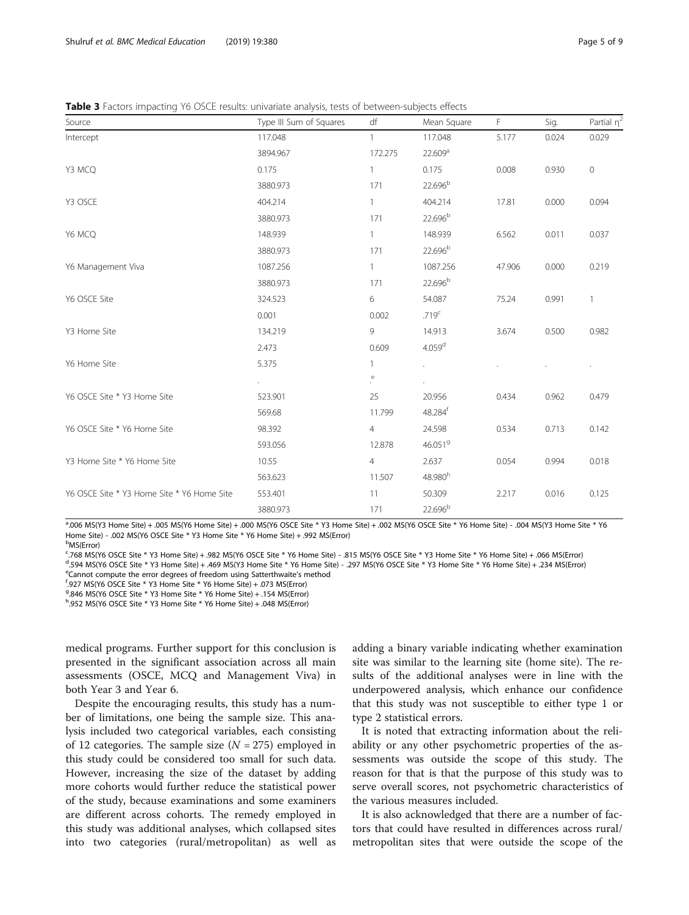**Table 3** Factors impacting Y6 OSCE results: univariate analysis, tests of between-subjects effects

| Source | Type III Sum of Squares | df | Mean Square | F | Sig. | Partial $\eta^2$ |
|---|---|---|---|---|---|---|
| Intercept | 117.048 | 1 | 117.048 | 5.177 | 0.024 | 0.029 |
| | 3894.967 | 172.275 | 22.609[a] | | | |
| Y3 MCQ | 0.175 | 1 | 0.175 | 0.008 | 0.930 | 0 |
| | 3880.973 | 171 | 22.696[b] | | | |
| Y3 OSCE | 404.214 | 1 | 404.214 | 17.81 | 0.000 | 0.094 |
| | 3880.973 | 171 | 22.696[b] | | | |
| Y6 MCQ | 148.939 | 1 | 148.939 | 6.562 | 0.011 | 0.037 |
| | 3880.973 | 171 | 22.696[b] | | | |
| Y6 Management Viva | 1087.256 | 1 | 1087.256 | 47.906 | 0.000 | 0.219 |
| | 3880.973 | 171 | 22.696[b] | | | |
| Y6 OSCE Site | 324.523 | 6 | 54.087 | 75.24 | 0.991 | 1 |
| | 0.001 | 0.002 | .719[c] | | | |
| Y3 Home Site | 134.219 | 9 | 14.913 | 3.674 | 0.500 | 0.982 |
| | 2.473 | 0.609 | 4.059[d] | | | |
| Y6 Home Site | 5.375 | 1 | . | . | . | . |
| | . | .[e] | . | | | |
| Y6 OSCE Site * Y3 Home Site | 523.901 | 25 | 20.956 | 0.434 | 0.962 | 0.479 |
| | 569.68 | 11.799 | 48.284[f] | | | |
| Y6 OSCE Site * Y6 Home Site | 98.392 | 4 | 24.598 | 0.534 | 0.713 | 0.142 |
| | 593.056 | 12.878 | 46.051[g] | | | |
| Y3 Home Site * Y6 Home Site | 10.55 | 4 | 2.637 | 0.054 | 0.994 | 0.018 |
| | 563.623 | 11.507 | 48.980[h] | | | |
| Y6 OSCE Site * Y3 Home Site * Y6 Home Site | 553.401 | 11 | 50.309 | 2.217 | 0.016 | 0.125 |
| | 3880.973 | 171 | 22.696[b] | | | |

[a].006 MS(Y3 Home Site) + .005 MS(Y6 Home Site) + .000 MS(Y6 OSCE Site * Y3 Home Site) + .002 MS(Y6 OSCE Site * Y6 Home Site) - .004 MS(Y3 Home Site * Y6 Home Site) - .002 MS(Y6 OSCE Site * Y3 Home Site * Y6 Home Site) + .992 MS(Error)
[b]MS(Error)
[c].768 MS(Y6 OSCE Site * Y3 Home Site) + .982 MS(Y6 OSCE Site * Y6 Home Site) - .815 MS(Y6 OSCE Site * Y3 Home Site * Y6 Home Site) + .066 MS(Error)
[d].594 MS(Y6 OSCE Site * Y3 Home Site) + .469 MS(Y3 Home Site * Y6 Home Site) - .297 MS(Y6 OSCE Site * Y3 Home Site * Y6 Home Site) + .234 MS(Error)
[e]Cannot compute the error degrees of freedom using Satterthwaite's method
[f].927 MS(Y6 OSCE Site * Y3 Home Site * Y6 Home Site) + .073 MS(Error)
[g].846 MS(Y6 OSCE Site * Y3 Home Site * Y6 Home Site) + .154 MS(Error)
[h].952 MS(Y6 OSCE Site * Y3 Home Site * Y6 Home Site) + .048 MS(Error)

medical programs. Further support for this conclusion is presented in the significant association across all main assessments (OSCE, MCQ and Management Viva) in both Year 3 and Year 6.

Despite the encouraging results, this study has a number of limitations, one being the sample size. This analysis included two categorical variables, each consisting of 12 categories. The sample size ($N$ = 275) employed in this study could be considered too small for such data. However, increasing the size of the dataset by adding more cohorts would further reduce the statistical power of the study, because examinations and some examiners are different across cohorts. The remedy employed in this study was additional analyses, which collapsed sites into two categories (rural/metropolitan) as well as adding a binary variable indicating whether examination site was similar to the learning site (home site). The results of the additional analyses were in line with the underpowered analysis, which enhance our confidence that this study was not susceptible to either type 1 or type 2 statistical errors.

It is noted that extracting information about the reliability or any other psychometric properties of the assessments was outside the scope of this study. The reason for that is that the purpose of this study was to serve overall scores, not psychometric characteristics of the various measures included.

It is also acknowledged that there are a number of factors that could have resulted in differences across rural/metropolitan sites that were outside the scope of the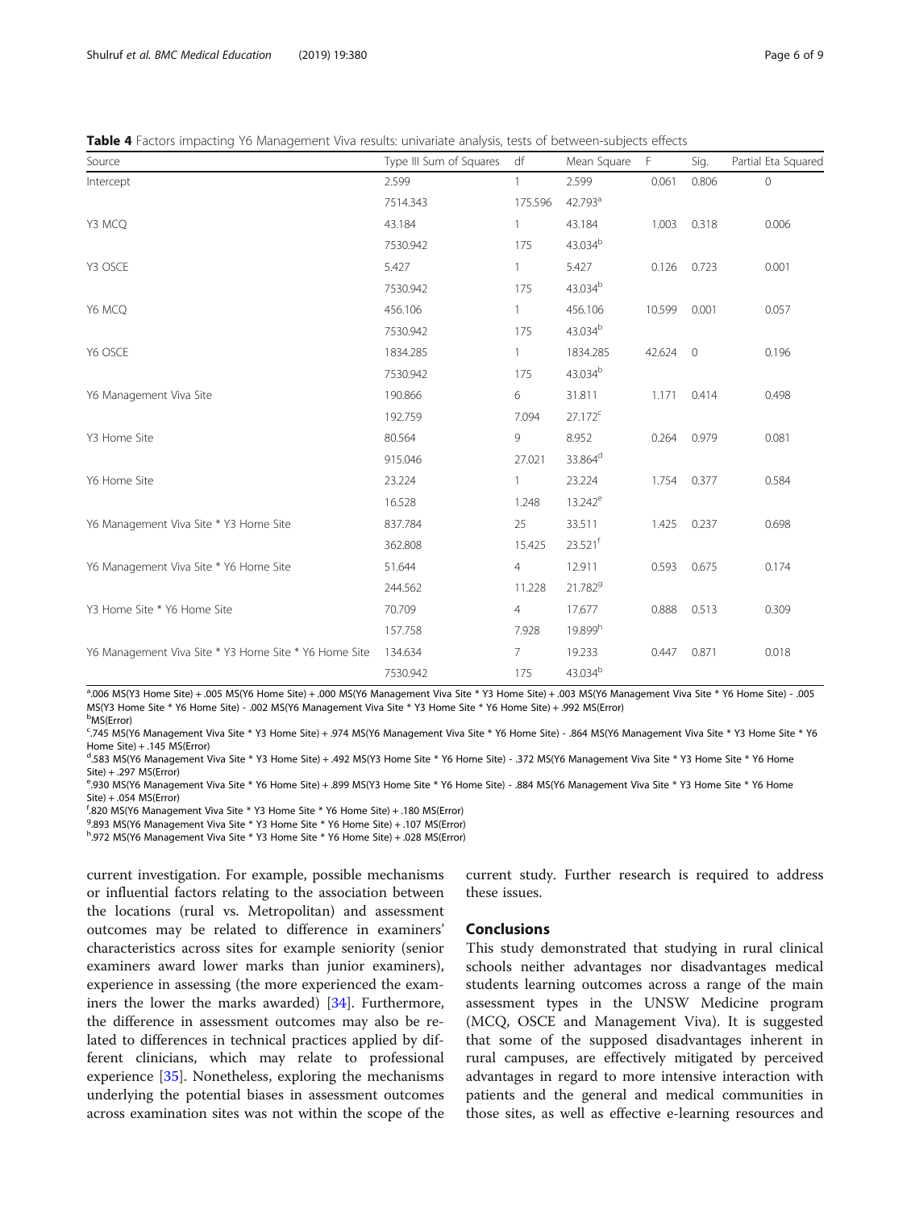**Table 4** Factors impacting Y6 Management Viva results: univariate analysis, tests of between-subjects effects

| Source | Type III Sum of Squares | df | Mean Square | F | Sig. | Partial Eta Squared |
|---|---|---|---|---|---|---|
| Intercept | 2.599 | 1 | 2.599 | 0.061 | 0.806 | 0 |
| | 7514.343 | 175.596 | 42.793[a] | | | |
| Y3 MCQ | 43.184 | 1 | 43.184 | 1.003 | 0.318 | 0.006 |
| | 7530.942 | 175 | 43.034[b] | | | |
| Y3 OSCE | 5.427 | 1 | 5.427 | 0.126 | 0.723 | 0.001 |
| | 7530.942 | 175 | 43.034[b] | | | |
| Y6 MCQ | 456.106 | 1 | 456.106 | 10.599 | 0.001 | 0.057 |
| | 7530.942 | 175 | 43.034[b] | | | |
| Y6 OSCE | 1834.285 | 1 | 1834.285 | 42.624 | 0 | 0.196 |
| | 7530.942 | 175 | 43.034[b] | | | |
| Y6 Management Viva Site | 190.866 | 6 | 31.811 | 1.171 | 0.414 | 0.498 |
| | 192.759 | 7.094 | 27.172[c] | | | |
| Y3 Home Site | 80.564 | 9 | 8.952 | 0.264 | 0.979 | 0.081 |
| | 915.046 | 27.021 | 33.864[d] | | | |
| Y6 Home Site | 23.224 | 1 | 23.224 | 1.754 | 0.377 | 0.584 |
| | 16.528 | 1.248 | 13.242[e] | | | |
| Y6 Management Viva Site * Y3 Home Site | 837.784 | 25 | 33.511 | 1.425 | 0.237 | 0.698 |
| | 362.808 | 15.425 | 23.521[f] | | | |
| Y6 Management Viva Site * Y6 Home Site | 51.644 | 4 | 12.911 | 0.593 | 0.675 | 0.174 |
| | 244.562 | 11.228 | 21.782[g] | | | |
| Y3 Home Site * Y6 Home Site | 70.709 | 4 | 17.677 | 0.888 | 0.513 | 0.309 |
| | 157.758 | 7.928 | 19.899[h] | | | |
| Y6 Management Viva Site * Y3 Home Site * Y6 Home Site | 134.634 | 7 | 19.233 | 0.447 | 0.871 | 0.018 |
| | 7530.942 | 175 | 43.034[b] | | | |

[a].006 MS(Y3 Home Site) + .005 MS(Y6 Home Site) + .000 MS(Y6 Management Viva Site * Y3 Home Site) + .003 MS(Y6 Management Viva Site * Y6 Home Site) - .005 MS(Y3 Home Site * Y6 Home Site) - .002 MS(Y6 Management Viva Site * Y3 Home Site * Y6 Home Site) + .992 MS(Error)

[b]MS(Error)

[c].745 MS(Y6 Management Viva Site * Y3 Home Site) + .974 MS(Y6 Management Viva Site * Y6 Home Site) - .864 MS(Y6 Management Viva Site * Y3 Home Site * Y6 Home Site) + .145 MS(Error)

[d].583 MS(Y6 Management Viva Site * Y3 Home Site) + .492 MS(Y3 Home Site * Y6 Home Site) - .372 MS(Y6 Management Viva Site * Y3 Home Site * Y6 Home Site) + .297 MS(Error)

[e].930 MS(Y6 Management Viva Site * Y6 Home Site) + .899 MS(Y3 Home Site * Y6 Home Site) - .884 MS(Y6 Management Viva Site * Y3 Home Site * Y6 Home Site) + .054 MS(Error)

[f].820 MS(Y6 Management Viva Site * Y3 Home Site * Y6 Home Site) + .180 MS(Error)

[g].893 MS(Y6 Management Viva Site * Y3 Home Site * Y6 Home Site) + .107 MS(Error)

[h].972 MS(Y6 Management Viva Site * Y3 Home Site * Y6 Home Site) + .028 MS(Error)

current investigation. For example, possible mechanisms or influential factors relating to the association between the locations (rural vs. Metropolitan) and assessment outcomes may be related to difference in examiners' characteristics across sites for example seniority (senior examiners award lower marks than junior examiners), experience in assessing (the more experienced the examiners the lower the marks awarded) [34]. Furthermore, the difference in assessment outcomes may also be related to differences in technical practices applied by different clinicians, which may relate to professional experience [35]. Nonetheless, exploring the mechanisms underlying the potential biases in assessment outcomes across examination sites was not within the scope of the current study. Further research is required to address these issues.

## Conclusions

This study demonstrated that studying in rural clinical schools neither advantages nor disadvantages medical students learning outcomes across a range of the main assessment types in the UNSW Medicine program (MCQ, OSCE and Management Viva). It is suggested that some of the supposed disadvantages inherent in rural campuses, are effectively mitigated by perceived advantages in regard to more intensive interaction with patients and the general and medical communities in those sites, as well as effective e-learning resources and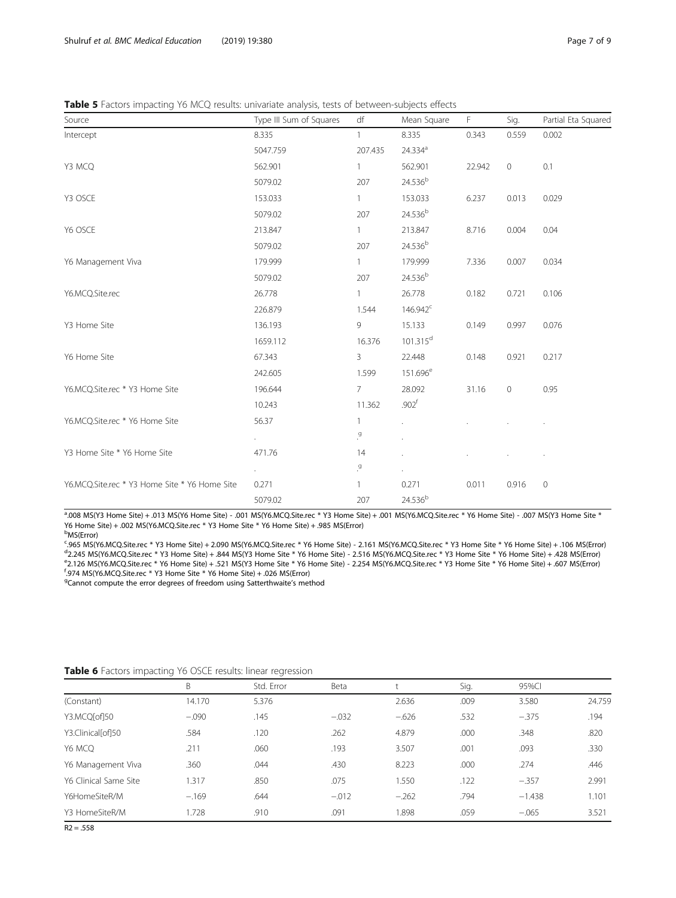**Table 5** Factors impacting Y6 MCQ results: univariate analysis, tests of between-subjects effects

| Source | Type III Sum of Squares | df | Mean Square | F | Sig. | Partial Eta Squared |
|---|---|---|---|---|---|---|
| Intercept | 8.335 | 1 | 8.335 | 0.343 | 0.559 | 0.002 |
| | 5047.759 | 207.435 | 24.334[a] | | | |
| Y3 MCQ | 562.901 | 1 | 562.901 | 22.942 | 0 | 0.1 |
| | 5079.02 | 207 | 24.536[b] | | | |
| Y3 OSCE | 153.033 | 1 | 153.033 | 6.237 | 0.013 | 0.029 |
| | 5079.02 | 207 | 24.536[b] | | | |
| Y6 OSCE | 213.847 | 1 | 213.847 | 8.716 | 0.004 | 0.04 |
| | 5079.02 | 207 | 24.536[b] | | | |
| Y6 Management Viva | 179.999 | 1 | 179.999 | 7.336 | 0.007 | 0.034 |
| | 5079.02 | 207 | 24.536[b] | | | |
| Y6.MCQ.Site.rec | 26.778 | 1 | 26.778 | 0.182 | 0.721 | 0.106 |
| | 226.879 | 1.544 | 146.942[c] | | | |
| Y3 Home Site | 136.193 | 9 | 15.133 | 0.149 | 0.997 | 0.076 |
| | 1659.112 | 16.376 | 101.315[d] | | | |
| Y6 Home Site | 67.343 | 3 | 22.448 | 0.148 | 0.921 | 0.217 |
| | 242.605 | 1.599 | 151.696[e] | | | |
| Y6.MCQ.Site.rec * Y3 Home Site | 196.644 | 7 | 28.092 | 31.16 | 0 | 0.95 |
| | 10.243 | 11.362 | .902[f] | | | |
| Y6.MCQ.Site.rec * Y6 Home Site | 56.37 | 1 | . | . | . | . |
| | . | .[g] | . | | | |
| Y3 Home Site * Y6 Home Site | 471.76 | 14 | . | . | . | . |
| | . | .[g] | . | | | |
| Y6.MCQ.Site.rec * Y3 Home Site * Y6 Home Site | 0.271 | 1 | 0.271 | 0.011 | 0.916 | 0 |
| | 5079.02 | 207 | 24.536[b] | | | |

[a] .008 MS(Y3 Home Site) + .013 MS(Y6 Home Site) - .001 MS(Y6.MCQ.Site.rec * Y3 Home Site) + .001 MS(Y6.MCQ.Site.rec * Y6 Home Site) - .007 MS(Y3 Home Site * Y6 Home Site) + .002 MS(Y6.MCQ.Site.rec * Y3 Home Site * Y6 Home Site) + .985 MS(Error)
[b] MS(Error)
[c] .965 MS(Y6.MCQ.Site.rec * Y3 Home Site) + 2.090 MS(Y6.MCQ.Site.rec * Y6 Home Site) - 2.161 MS(Y6.MCQ.Site.rec * Y3 Home Site * Y6 Home Site) + .106 MS(Error)
[d] 2.245 MS(Y6.MCQ.Site.rec * Y3 Home Site) + .844 MS(Y3 Home Site * Y6 Home Site) - 2.516 MS(Y6.MCQ.Site.rec * Y3 Home Site * Y6 Home Site) + .428 MS(Error)
[e] 2.126 MS(Y6.MCQ.Site.rec * Y6 Home Site) + .521 MS(Y3 Home Site * Y6 Home Site) - 2.254 MS(Y6.MCQ.Site.rec * Y3 Home Site * Y6 Home Site) + .607 MS(Error)
[f] .974 MS(Y6.MCQ.Site.rec * Y3 Home Site * Y6 Home Site) + .026 MS(Error)
[g] Cannot compute the error degrees of freedom using Satterthwaite's method

**Table 6** Factors impacting Y6 OSCE results: linear regression

| | B | Std. Error | Beta | t | Sig. | 95%CI | |
|---|---|---|---|---|---|---|---|
| (Constant) | 14.170 | 5.376 | | 2.636 | .009 | 3.580 | 24.759 |
| Y3.MCQ[of]50 | −.090 | .145 | −.032 | −.626 | .532 | −.375 | .194 |
| Y3.Clinical[of]50 | .584 | .120 | .262 | 4.879 | .000 | .348 | .820 |
| Y6 MCQ | .211 | .060 | .193 | 3.507 | .001 | .093 | .330 |
| Y6 Management Viva | .360 | .044 | .430 | 8.223 | .000 | .274 | .446 |
| Y6 Clinical Same Site | 1.317 | .850 | .075 | 1.550 | .122 | −.357 | 2.991 |
| Y6HomeSiteR/M | −.169 | .644 | −.012 | −.262 | .794 | −1.438 | 1.101 |
| Y3 HomeSiteR/M | 1.728 | .910 | .091 | 1.898 | .059 | −.065 | 3.521 |

$R2 = .558$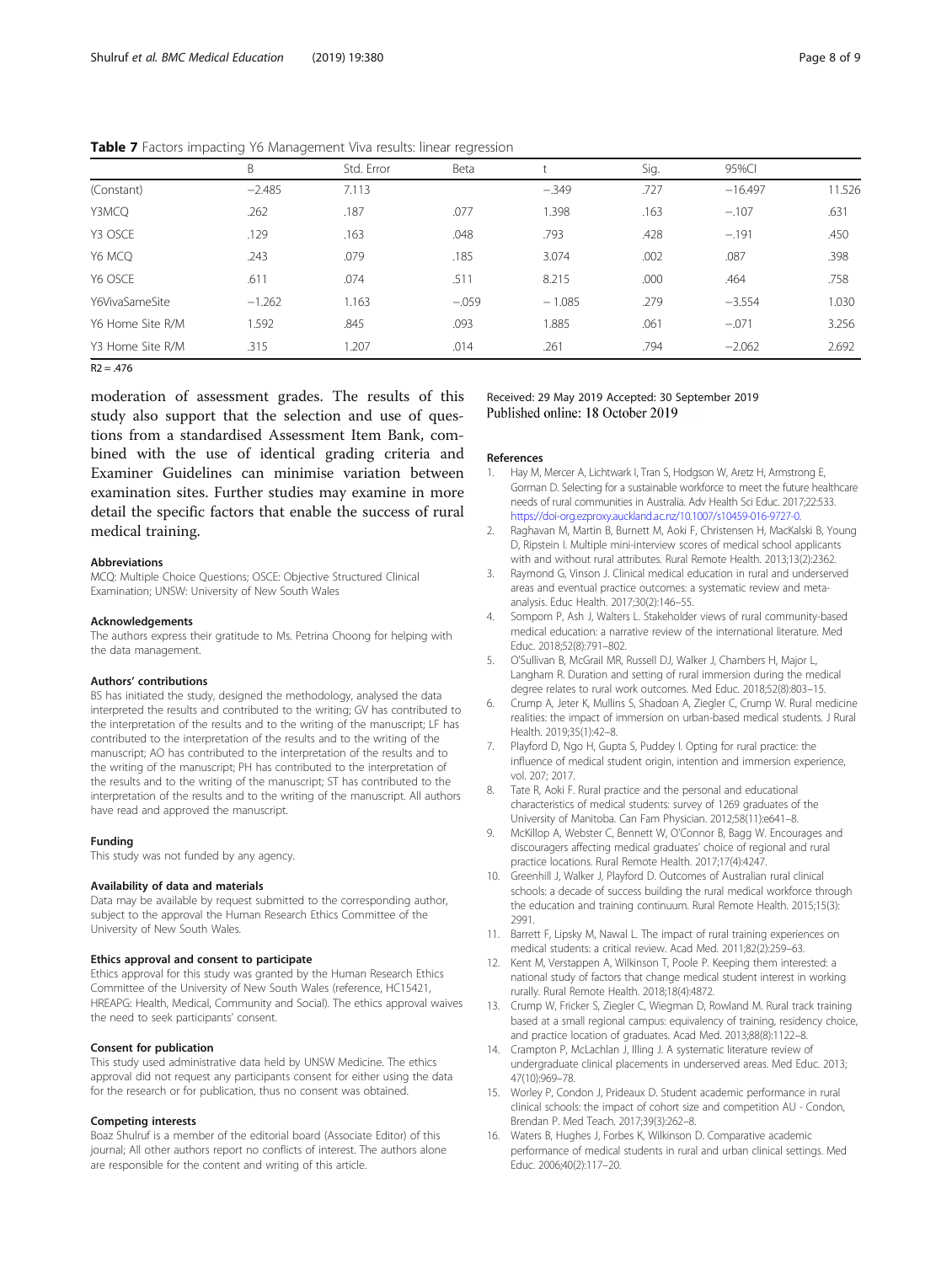**Table 7** Factors impacting Y6 Management Viva results: linear regression

| | B | Std. Error | Beta | t | Sig. | 95%CI | |
|---|---|---|---|---|---|---|---|
| (Constant) | −2.485 | 7.113 | | −.349 | .727 | −16.497 | 11.526 |
| Y3MCQ | .262 | .187 | .077 | 1.398 | .163 | −.107 | .631 |
| Y3 OSCE | .129 | .163 | .048 | .793 | .428 | −.191 | .450 |
| Y6 MCQ | .243 | .079 | .185 | 3.074 | .002 | .087 | .398 |
| Y6 OSCE | .611 | .074 | .511 | 8.215 | .000 | .464 | .758 |
| Y6VivaSameSite | −1.262 | 1.163 | −.059 | − 1.085 | .279 | −3.554 | 1.030 |
| Y6 Home Site R/M | 1.592 | .845 | .093 | 1.885 | .061 | −.071 | 3.256 |
| Y3 Home Site R/M | .315 | 1.207 | .014 | .261 | .794 | −2.062 | 2.692 |

$R2 = .476$

moderation of assessment grades. The results of this study also support that the selection and use of questions from a standardised Assessment Item Bank, combined with the use of identical grading criteria and Examiner Guidelines can minimise variation between examination sites. Further studies may examine in more detail the specific factors that enable the success of rural medical training.

#### Abbreviations
MCQ: Multiple Choice Questions; OSCE: Objective Structured Clinical Examination; UNSW: University of New South Wales

#### Acknowledgements
The authors express their gratitude to Ms. Petrina Choong for helping with the data management.

#### Authors' contributions
BS has initiated the study, designed the methodology, analysed the data interpreted the results and contributed to the writing; GV has contributed to the interpretation of the results and to the writing of the manuscript; LF has contributed to the interpretation of the results and to the writing of the manuscript; AO has contributed to the interpretation of the results and to the writing of the manuscript; PH has contributed to the interpretation of the results and to the writing of the manuscript; ST has contributed to the interpretation of the results and to the writing of the manuscript. All authors have read and approved the manuscript.

#### Funding
This study was not funded by any agency.

#### Availability of data and materials
Data may be available by request submitted to the corresponding author, subject to the approval the Human Research Ethics Committee of the University of New South Wales.

#### Ethics approval and consent to participate
Ethics approval for this study was granted by the Human Research Ethics Committee of the University of New South Wales (reference, HC15421, HREAPG: Health, Medical, Community and Social). The ethics approval waives the need to seek participants' consent.

#### Consent for publication
This study used administrative data held by UNSW Medicine. The ethics approval did not request any participants consent for either using the data for the research or for publication, thus no consent was obtained.

#### Competing interests
Boaz Shulruf is a member of the editorial board (Associate Editor) of this journal; All other authors report no conflicts of interest. The authors alone are responsible for the content and writing of this article.

Received: 29 May 2019 Accepted: 30 September 2019
Published online: 18 October 2019

#### References
1. Hay M, Mercer A, Lichtwark I, Tran S, Hodgson W, Aretz H, Armstrong E, Gorman D. Selecting for a sustainable workforce to meet the future healthcare needs of rural communities in Australia. Adv Health Sci Educ. 2017;22:533. https://doi-org.ezproxy.auckland.ac.nz/10.1007/s10459-016-9727-0.
2. Raghavan M, Martin B, Burnett M, Aoki F, Christensen H, MacKalski B, Young D, Ripstein I. Multiple mini-interview scores of medical school applicants with and without rural attributes. Rural Remote Health. 2013;13(2):2362.
3. Raymond G, Vinson J. Clinical medical education in rural and underserved areas and eventual practice outcomes: a systematic review and meta-analysis. Educ Health. 2017;30(2):146–55.
4. Somporn P, Ash J, Walters L. Stakeholder views of rural community-based medical education: a narrative review of the international literature. Med Educ. 2018;52(8):791–802.
5. O'Sullivan B, McGrail MR, Russell DJ, Walker J, Chambers H, Major L, Langham R. Duration and setting of rural immersion during the medical degree relates to rural work outcomes. Med Educ. 2018;52(8):803–15.
6. Crump A, Jeter K, Mullins S, Shadoan A, Ziegler C, Crump W. Rural medicine realities: the impact of immersion on urban-based medical students. J Rural Health. 2019;35(1):42–8.
7. Playford D, Ngo H, Gupta S, Puddey I. Opting for rural practice: the influence of medical student origin, intention and immersion experience, vol. 207; 2017.
8. Tate R, Aoki F. Rural practice and the personal and educational characteristics of medical students: survey of 1269 graduates of the University of Manitoba. Can Fam Physician. 2012;58(11):e641–8.
9. McKillop A, Webster C, Bennett W, O'Connor B, Bagg W. Encourages and discouragers affecting medical graduates' choice of regional and rural practice locations. Rural Remote Health. 2017;17(4):4247.
10. Greenhill J, Walker J, Playford D. Outcomes of Australian rural clinical schools: a decade of success building the rural medical workforce through the education and training continuum. Rural Remote Health. 2015;15(3):2991.
11. Barrett F, Lipsky M, Nawal L. The impact of rural training experiences on medical students: a critical review. Acad Med. 2011;82(2):259–63.
12. Kent M, Verstappen A, Wilkinson T, Poole P. Keeping them interested: a national study of factors that change medical student interest in working rurally. Rural Remote Health. 2018;18(4):4872.
13. Crump W, Fricker S, Ziegler C, Wiegman D, Rowland M. Rural track training based at a small regional campus: equivalency of training, residency choice, and practice location of graduates. Acad Med. 2013;88(8):1122–8.
14. Crampton P, McLachlan J, Illing J. A systematic literature review of undergraduate clinical placements in underserved areas. Med Educ. 2013;47(10):969–78.
15. Worley P, Condon J, Prideaux D. Student academic performance in rural clinical schools: the impact of cohort size and competition AU - Condon, Brendan P. Med Teach. 2017;39(3):262–8.
16. Waters B, Hughes J, Forbes K, Wilkinson D. Comparative academic performance of medical students in rural and urban clinical settings. Med Educ. 2006;40(2):117–20.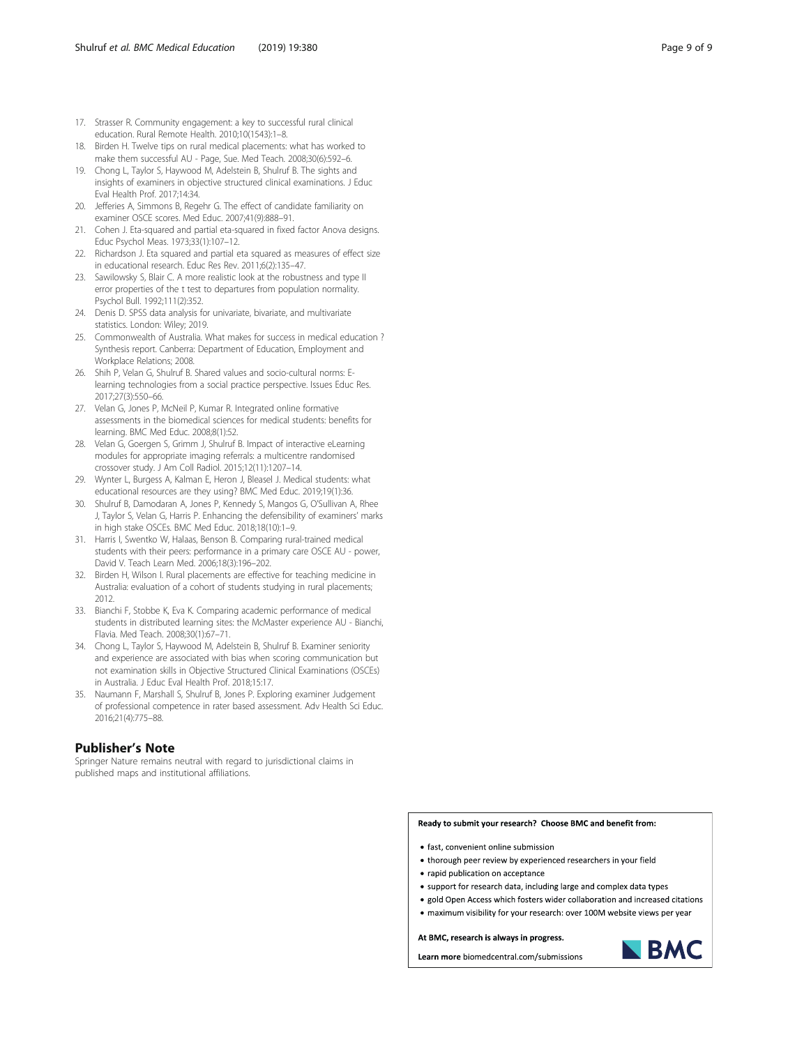17. Strasser R. Community engagement: a key to successful rural clinical education. Rural Remote Health. 2010;10(1543):1–8.
18. Birden H. Twelve tips on rural medical placements: what has worked to make them successful AU - Page, Sue. Med Teach. 2008;30(6):592–6.
19. Chong L, Taylor S, Haywood M, Adelstein B, Shulruf B. The sights and insights of examiners in objective structured clinical examinations. J Educ Eval Health Prof. 2017;14:34.
20. Jefferies A, Simmons B, Regehr G. The effect of candidate familiarity on examiner OSCE scores. Med Educ. 2007;41(9):888–91.
21. Cohen J. Eta-squared and partial eta-squared in fixed factor Anova designs. Educ Psychol Meas. 1973;33(1):107–12.
22. Richardson J. Eta squared and partial eta squared as measures of effect size in educational research. Educ Res Rev. 2011;6(2):135–47.
23. Sawilowsky S, Blair C. A more realistic look at the robustness and type II error properties of the t test to departures from population normality. Psychol Bull. 1992;111(2):352.
24. Denis D. SPSS data analysis for univariate, bivariate, and multivariate statistics. London: Wiley; 2019.
25. Commonwealth of Australia. What makes for success in medical education ? Synthesis report. Canberra: Department of Education, Employment and Workplace Relations; 2008.
26. Shih P, Velan G, Shulruf B. Shared values and socio-cultural norms: E-learning technologies from a social practice perspective. Issues Educ Res. 2017;27(3):550–66.
27. Velan G, Jones P, McNeil P, Kumar R. Integrated online formative assessments in the biomedical sciences for medical students: benefits for learning. BMC Med Educ. 2008;8(1):52.
28. Velan G, Goergen S, Grimm J, Shulruf B. Impact of interactive eLearning modules for appropriate imaging referrals: a multicentre randomised crossover study. J Am Coll Radiol. 2015;12(11):1207–14.
29. Wynter L, Burgess A, Kalman E, Heron J, Bleasel J. Medical students: what educational resources are they using? BMC Med Educ. 2019;19(1):36.
30. Shulruf B, Damodaran A, Jones P, Kennedy S, Mangos G, O'Sullivan A, Rhee J, Taylor S, Velan G, Harris P. Enhancing the defensibility of examiners' marks in high stake OSCEs. BMC Med Educ. 2018;18(10):1–9.
31. Harris I, Swentko W, Halaas, Benson B. Comparing rural-trained medical students with their peers: performance in a primary care OSCE AU - power, David V. Teach Learn Med. 2006;18(3):196–202.
32. Birden H, Wilson I. Rural placements are effective for teaching medicine in Australia: evaluation of a cohort of students studying in rural placements; 2012.
33. Bianchi F, Stobbe K, Eva K. Comparing academic performance of medical students in distributed learning sites: the McMaster experience AU - Bianchi, Flavia. Med Teach. 2008;30(1):67–71.
34. Chong L, Taylor S, Haywood M, Adelstein B, Shulruf B. Examiner seniority and experience are associated with bias when scoring communication but not examination skills in Objective Structured Clinical Examinations (OSCEs) in Australia. J Educ Eval Health Prof. 2018;15:17.
35. Naumann F, Marshall S, Shulruf B, Jones P. Exploring examiner Judgement of professional competence in rater based assessment. Adv Health Sci Educ. 2016;21(4):775–88.

## Publisher's Note

Springer Nature remains neutral with regard to jurisdictional claims in published maps and institutional affiliations.

**Ready to submit your research? Choose BMC and benefit from:**

- fast, convenient online submission
- thorough peer review by experienced researchers in your field
- rapid publication on acceptance
- support for research data, including large and complex data types
- gold Open Access which fosters wider collaboration and increased citations
- maximum visibility for your research: over 100M website views per year

**At BMC, research is always in progress.**

**Learn more** biomedcentral.com/submissions

BMC